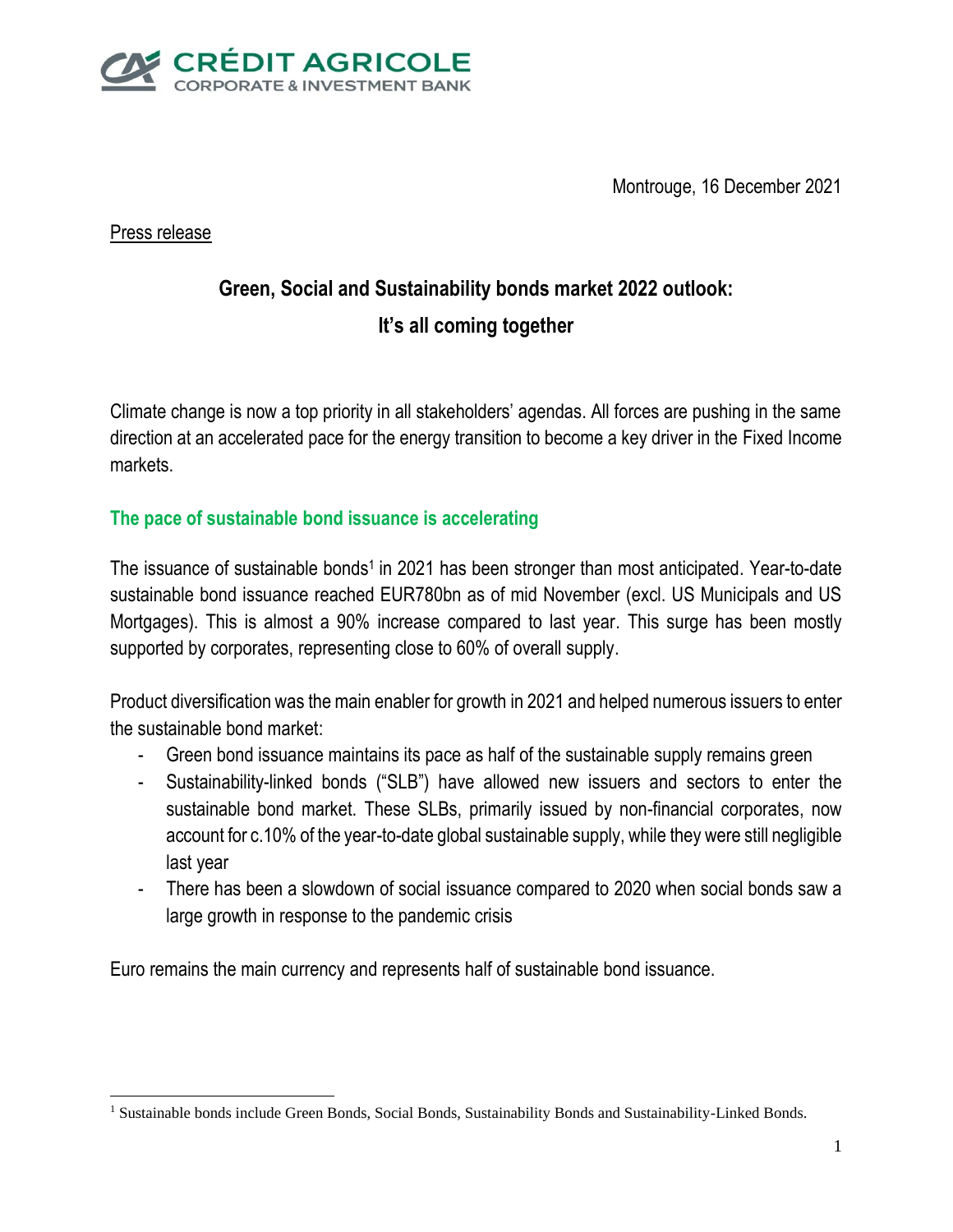CRÉDIT AGRICOLE
CORPORATE & INVESTMENT BANK

Montrouge, 16 December 2021

Press release

# Green, Social and Sustainability bonds market 2022 outlook: It's all coming together

Climate change is now a top priority in all stakeholders' agendas. All forces are pushing in the same direction at an accelerated pace for the energy transition to become a key driver in the Fixed Income markets.

## The pace of sustainable bond issuance is accelerating

The issuance of sustainable bonds[1] in 2021 has been stronger than most anticipated. Year-to-date sustainable bond issuance reached EUR780bn as of mid November (excl. US Municipals and US Mortgages). This is almost a 90% increase compared to last year. This surge has been mostly supported by corporates, representing close to 60% of overall supply.

Product diversification was the main enabler for growth in 2021 and helped numerous issuers to enter the sustainable bond market:

- Green bond issuance maintains its pace as half of the sustainable supply remains green
- Sustainability-linked bonds ("SLB") have allowed new issuers and sectors to enter the sustainable bond market. These SLBs, primarily issued by non-financial corporates, now account for c.10% of the year-to-date global sustainable supply, while they were still negligible last year
- There has been a slowdown of social issuance compared to 2020 when social bonds saw a large growth in response to the pandemic crisis

Euro remains the main currency and represents half of sustainable bond issuance.

[1] Sustainable bonds include Green Bonds, Social Bonds, Sustainability Bonds and Sustainability-Linked Bonds.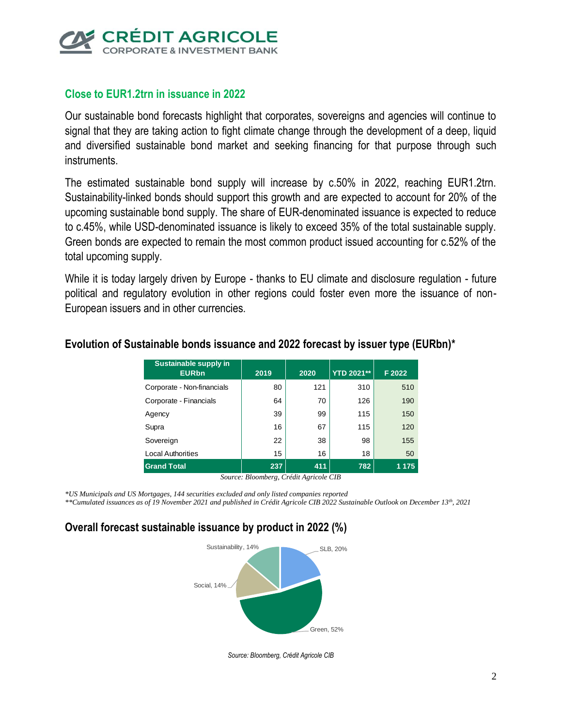## Close to EUR1.2trn in issuance in 2022

Our sustainable bond forecasts highlight that corporates, sovereigns and agencies will continue to signal that they are taking action to fight climate change through the development of a deep, liquid and diversified sustainable bond market and seeking financing for that purpose through such instruments.

The estimated sustainable bond supply will increase by c.50% in 2022, reaching EUR1.2trn. Sustainability-linked bonds should support this growth and are expected to account for 20% of the upcoming sustainable bond supply. The share of EUR-denominated issuance is expected to reduce to c.45%, while USD-denominated issuance is likely to exceed 35% of the total sustainable supply. Green bonds are expected to remain the most common product issued accounting for c.52% of the total upcoming supply.

While it is today largely driven by Europe - thanks to EU climate and disclosure regulation - future political and regulatory evolution in other regions could foster even more the issuance of non-European issuers and in other currencies.

### Evolution of Sustainable bonds issuance and 2022 forecast by issuer type (EURbn)*

| Sustainable supply in EURbn | 2019 | 2020 | YTD 2021** | F 2022 |
|---|---|---|---|---|
| Corporate - Non-financials | 80 | 121 | 310 | 510 |
| Corporate - Financials | 64 | 70 | 126 | 190 |
| Agency | 39 | 99 | 115 | 150 |
| Supra | 16 | 67 | 115 | 120 |
| Sovereign | 22 | 38 | 98 | 155 |
| Local Authorities | 15 | 16 | 18 | 50 |
| **Grand Total** | **237** | **411** | **782** | **1 175** |

*Source: Bloomberg, Crédit Agricole CIB*

*\*US Municipals and US Mortgages, 144 securities excluded and only listed companies reported*
*\*\*Cumulated issuances as of 19 November 2021 and published in Crédit Agricole CIB 2022 Sustainable Outlook on December 13th, 2021*

### Overall forecast sustainable issuance by product in 2022 (%)

| Product | Share |
|---|---|
| SLB | 20% |
| Green | 52% |
| Social | 14% |
| Sustainability | 14% |

*Source: Bloomberg, Crédit Agricole CIB*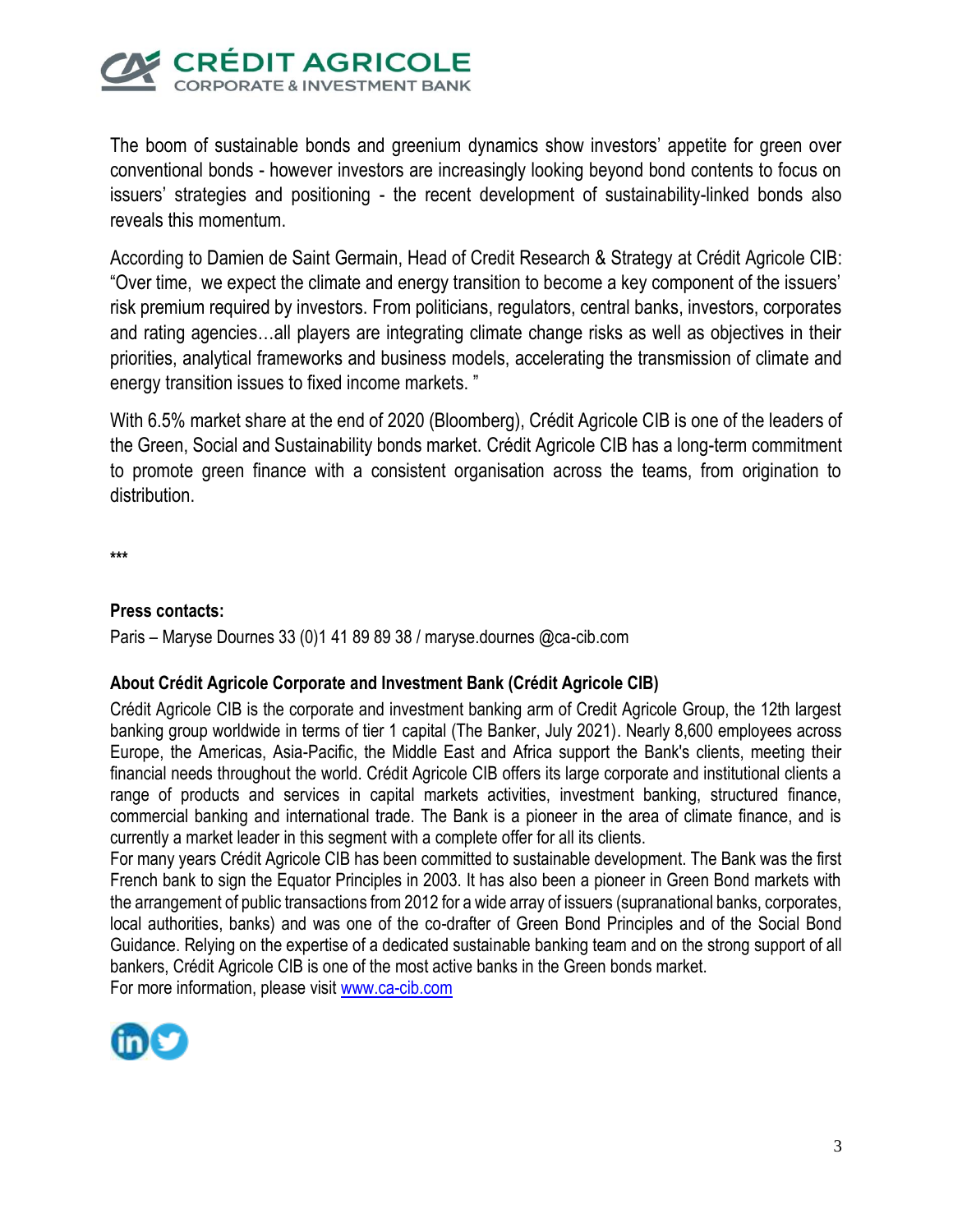The boom of sustainable bonds and greenium dynamics show investors' appetite for green over conventional bonds - however investors are increasingly looking beyond bond contents to focus on issuers' strategies and positioning - the recent development of sustainability-linked bonds also reveals this momentum.

According to Damien de Saint Germain, Head of Credit Research & Strategy at Crédit Agricole CIB: "Over time, we expect the climate and energy transition to become a key component of the issuers' risk premium required by investors. From politicians, regulators, central banks, investors, corporates and rating agencies…all players are integrating climate change risks as well as objectives in their priorities, analytical frameworks and business models, accelerating the transmission of climate and energy transition issues to fixed income markets. "

With 6.5% market share at the end of 2020 (Bloomberg), Crédit Agricole CIB is one of the leaders of the Green, Social and Sustainability bonds market. Crédit Agricole CIB has a long-term commitment to promote green finance with a consistent organisation across the teams, from origination to distribution.

***

**Press contacts:**

Paris – Maryse Dournes 33 (0)1 41 89 89 38 / maryse.dournes @ca-cib.com

**About Crédit Agricole Corporate and Investment Bank (Crédit Agricole CIB)**

Crédit Agricole CIB is the corporate and investment banking arm of Credit Agricole Group, the 12th largest banking group worldwide in terms of tier 1 capital (The Banker, July 2021). Nearly 8,600 employees across Europe, the Americas, Asia-Pacific, the Middle East and Africa support the Bank's clients, meeting their financial needs throughout the world. Crédit Agricole CIB offers its large corporate and institutional clients a range of products and services in capital markets activities, investment banking, structured finance, commercial banking and international trade. The Bank is a pioneer in the area of climate finance, and is currently a market leader in this segment with a complete offer for all its clients.

For many years Crédit Agricole CIB has been committed to sustainable development. The Bank was the first French bank to sign the Equator Principles in 2003. It has also been a pioneer in Green Bond markets with the arrangement of public transactions from 2012 for a wide array of issuers (supranational banks, corporates, local authorities, banks) and was one of the co-drafter of Green Bond Principles and of the Social Bond Guidance. Relying on the expertise of a dedicated sustainable banking team and on the strong support of all bankers, Crédit Agricole CIB is one of the most active banks in the Green bonds market.

For more information, please visit www.ca-cib.com